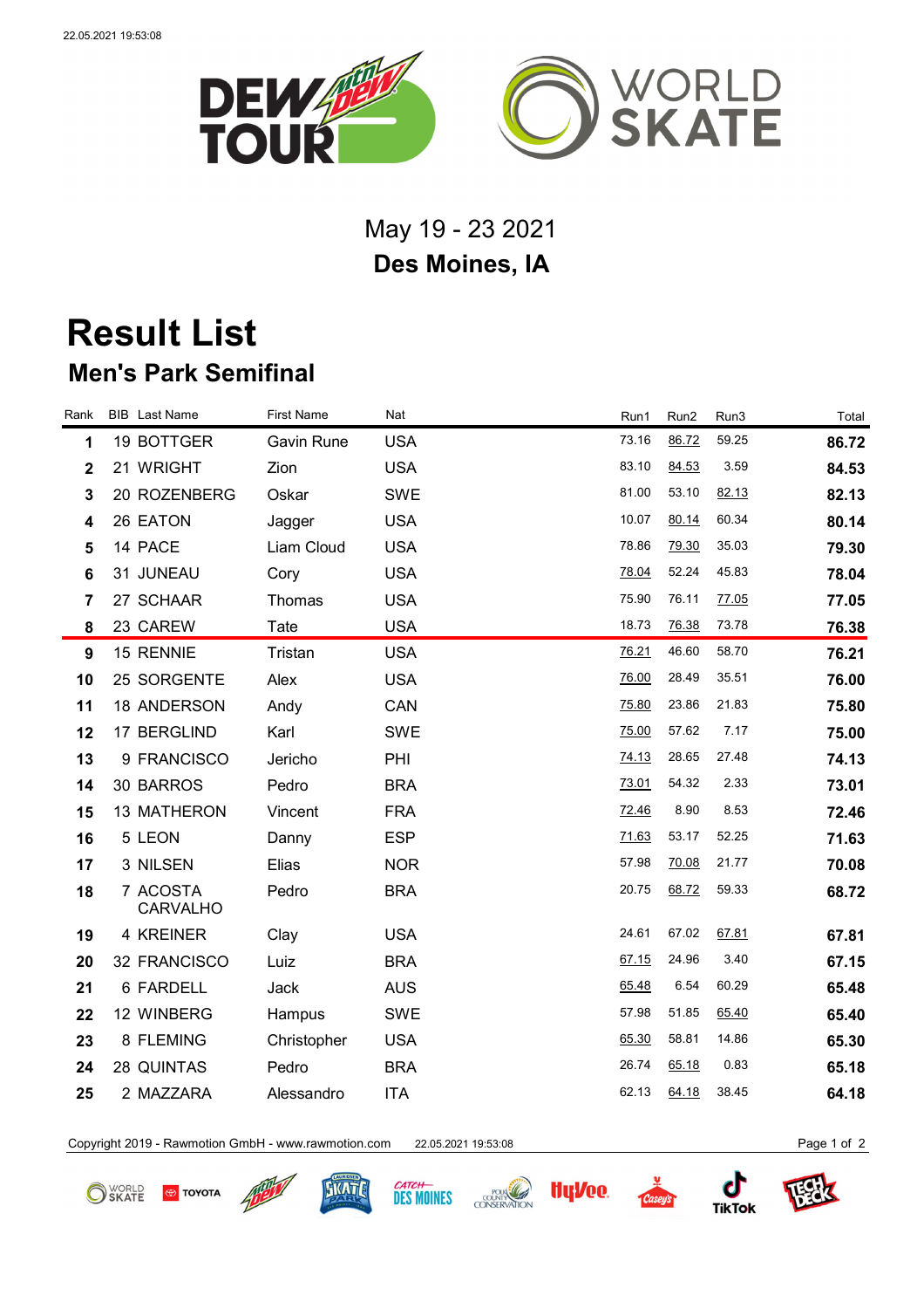May 19 - 23 2021

**Des Moines, IA**

# Result List

## Men's Park Semifinal

| Rank | BIB | Last Name | First Name | Nat | Run1 | Run2 | Run3 | Total |
|---|---|---|---|---|---|---|---|---|
| **1** | 19 | BOTTGER | Gavin Rune | USA | 73.16 | 86.72 | 59.25 | **86.72** |
| **2** | 21 | WRIGHT | Zion | USA | 83.10 | 84.53 | 3.59 | **84.53** |
| **3** | 20 | ROZENBERG | Oskar | SWE | 81.00 | 53.10 | 82.13 | **82.13** |
| **4** | 26 | EATON | Jagger | USA | 10.07 | 80.14 | 60.34 | **80.14** |
| **5** | 14 | PACE | Liam Cloud | USA | 78.86 | 79.30 | 35.03 | **79.30** |
| **6** | 31 | JUNEAU | Cory | USA | 78.04 | 52.24 | 45.83 | **78.04** |
| **7** | 27 | SCHAAR | Thomas | USA | 75.90 | 76.11 | 77.05 | **77.05** |
| **8** | 23 | CAREW | Tate | USA | 18.73 | 76.38 | 73.78 | **76.38** |
| **9** | 15 | RENNIE | Tristan | USA | 76.21 | 46.60 | 58.70 | **76.21** |
| **10** | 25 | SORGENTE | Alex | USA | 76.00 | 28.49 | 35.51 | **76.00** |
| **11** | 18 | ANDERSON | Andy | CAN | 75.80 | 23.86 | 21.83 | **75.80** |
| **12** | 17 | BERGLIND | Karl | SWE | 75.00 | 57.62 | 7.17 | **75.00** |
| **13** | 9 | FRANCISCO | Jericho | PHI | 74.13 | 28.65 | 27.48 | **74.13** |
| **14** | 30 | BARROS | Pedro | BRA | 73.01 | 54.32 | 2.33 | **73.01** |
| **15** | 13 | MATHERON | Vincent | FRA | 72.46 | 8.90 | 8.53 | **72.46** |
| **16** | 5 | LEON | Danny | ESP | 71.63 | 53.17 | 52.25 | **71.63** |
| **17** | 3 | NILSEN | Elias | NOR | 57.98 | 70.08 | 21.77 | **70.08** |
| **18** | 7 | ACOSTA CARVALHO | Pedro | BRA | 20.75 | 68.72 | 59.33 | **68.72** |
| **19** | 4 | KREINER | Clay | USA | 24.61 | 67.02 | 67.81 | **67.81** |
| **20** | 32 | FRANCISCO | Luiz | BRA | 67.15 | 24.96 | 3.40 | **67.15** |
| **21** | 6 | FARDELL | Jack | AUS | 65.48 | 6.54 | 60.29 | **65.48** |
| **22** | 12 | WINBERG | Hampus | SWE | 57.98 | 51.85 | 65.40 | **65.40** |
| **23** | 8 | FLEMING | Christopher | USA | 65.30 | 58.81 | 14.86 | **65.30** |
| **24** | 28 | QUINTAS | Pedro | BRA | 26.74 | 65.18 | 0.83 | **65.18** |
| **25** | 2 | MAZZARA | Alessandro | ITA | 62.13 | 64.18 | 38.45 | **64.18** |

Copyright 2019 - Rawmotion GmbH - www.rawmotion.com 22.05.2021 19:53:08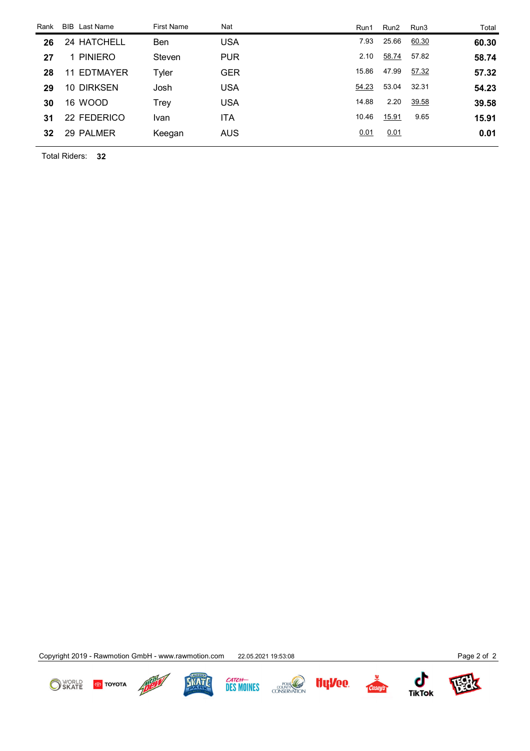| Rank | BIB | Last Name | First Name | Nat | Run1 | Run2 | Run3 | Total |
|---|---|---|---|---|---|---|---|---|
| **26** | 24 | HATCHELL | Ben | USA | 7.93 | 25.66 | 60.30 | **60.30** |
| **27** | 1 | PINIERO | Steven | PUR | 2.10 | 58.74 | 57.82 | **58.74** |
| **28** | 11 | EDTMAYER | Tyler | GER | 15.86 | 47.99 | 57.32 | **57.32** |
| **29** | 10 | DIRKSEN | Josh | USA | 54.23 | 53.04 | 32.31 | **54.23** |
| **30** | 16 | WOOD | Trey | USA | 14.88 | 2.20 | 39.58 | **39.58** |
| **31** | 22 | FEDERICO | Ivan | ITA | 10.46 | 15.91 | 9.65 | **15.91** |
| **32** | 29 | PALMER | Keegan | AUS | 0.01 | 0.01 | | **0.01** |

Total Riders: **32**

Copyright 2019 - Rawmotion GmbH - www.rawmotion.com 22.05.2021 19:53:08